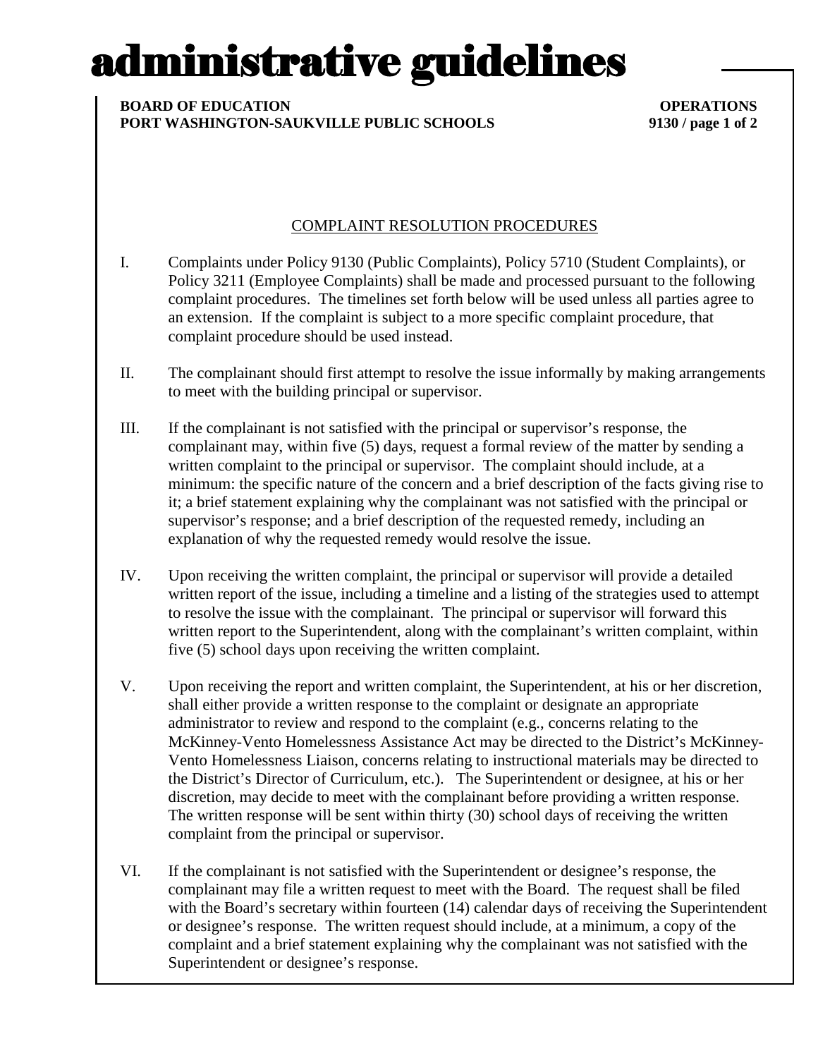# administrative guidelines

**BOARD OF EDUCATION** **OPERATIONS**
**PORT WASHINGTON-SAUKVILLE PUBLIC SCHOOLS** **9130**

## COMPLAINT RESOLUTION PROCEDURES

I. Complaints under Policy 9130 (Public Complaints), Policy 5710 (Student Complaints), or Policy 3211 (Employee Complaints) shall be made and processed pursuant to the following complaint procedures. The timelines set forth below will be used unless all parties agree to an extension. If the complaint is subject to a more specific complaint procedure, that complaint procedure should be used instead.

II. The complainant should first attempt to resolve the issue informally by making arrangements to meet with the building principal or supervisor.

III. If the complainant is not satisfied with the principal or supervisor's response, the complainant may, within five (5) days, request a formal review of the matter by sending a written complaint to the principal or supervisor. The complaint should include, at a minimum: the specific nature of the concern and a brief description of the facts giving rise to it; a brief statement explaining why the complainant was not satisfied with the principal or supervisor's response; and a brief description of the requested remedy, including an explanation of why the requested remedy would resolve the issue.

IV. Upon receiving the written complaint, the principal or supervisor will provide a detailed written report of the issue, including a timeline and a listing of the strategies used to attempt to resolve the issue with the complainant. The principal or supervisor will forward this written report to the Superintendent, along with the complainant's written complaint, within five (5) school days upon receiving the written complaint.

V. Upon receiving the report and written complaint, the Superintendent, at his or her discretion, shall either provide a written response to the complaint or designate an appropriate administrator to review and respond to the complaint (e.g., concerns relating to the McKinney-Vento Homelessness Assistance Act may be directed to the District's McKinney-Vento Homelessness Liaison, concerns relating to instructional materials may be directed to the District's Director of Curriculum, etc.). The Superintendent or designee, at his or her discretion, may decide to meet with the complainant before providing a written response. The written response will be sent within thirty (30) school days of receiving the written complaint from the principal or supervisor.

VI. If the complainant is not satisfied with the Superintendent or designee's response, the complainant may file a written request to meet with the Board. The request shall be filed with the Board's secretary within fourteen (14) calendar days of receiving the Superintendent or designee's response. The written request should include, at a minimum, a copy of the complaint and a brief statement explaining why the complainant was not satisfied with the Superintendent or designee's response.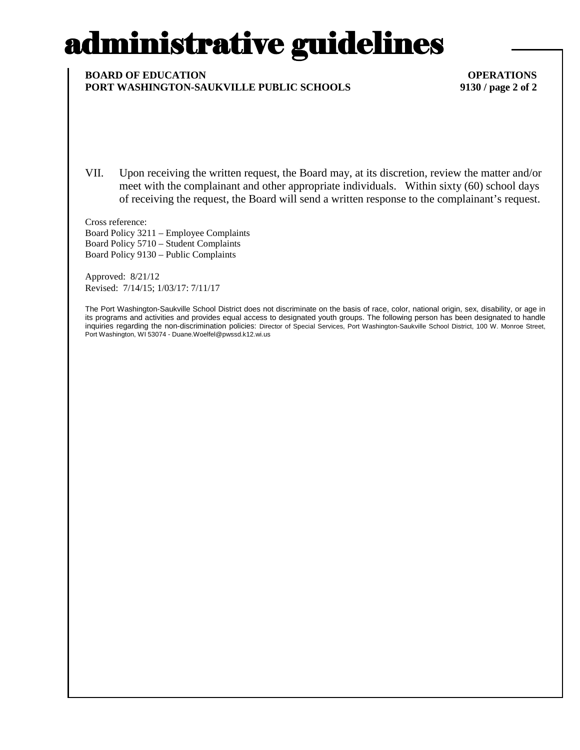VII. Upon receiving the written request, the Board may, at its discretion, review the matter and/or meet with the complainant and other appropriate individuals. Within sixty (60) school days of receiving the request, the Board will send a written response to the complainant's request.

Cross reference:
Board Policy 3211 – Employee Complaints
Board Policy 5710 – Student Complaints
Board Policy 9130 – Public Complaints

Approved: 8/21/12
Revised: 7/14/15; 1/03/17: 7/11/17

The Port Washington-Saukville School District does not discriminate on the basis of race, color, national origin, sex, disability, or age in its programs and activities and provides equal access to designated youth groups. The following person has been designated to handle inquiries regarding the non-discrimination policies: Director of Special Services, Port Washington-Saukville School District, 100 W. Monroe Street, Port Washington, WI 53074 - Duane.Woelfel@pwssd.k12.wi.us